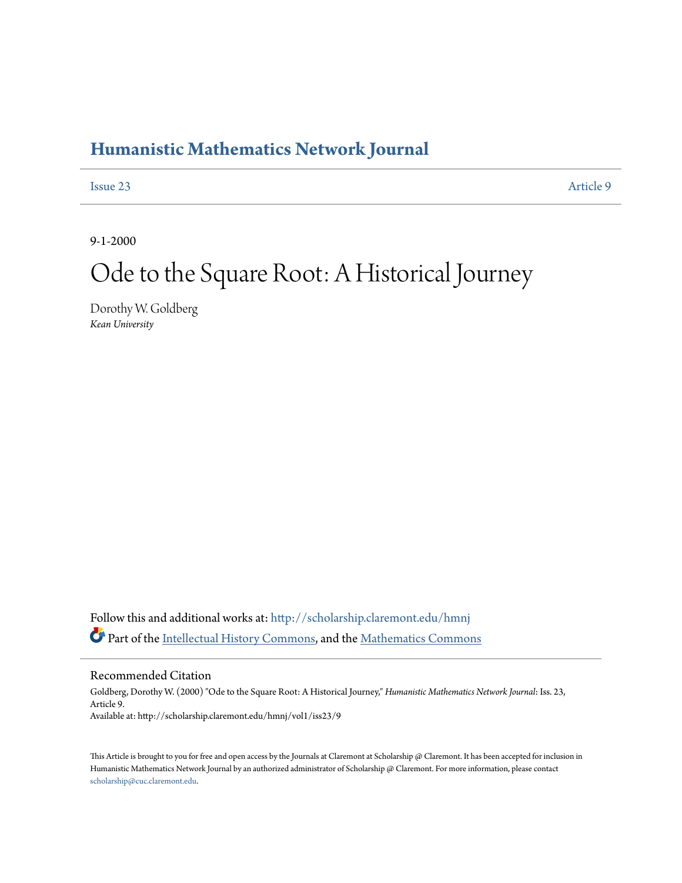# Humanistic Mathematics Network Journal

Issue 23 Article 9

9-1-2000

# Ode to the Square Root: A Historical Journey

Dorothy W. Goldberg
*Kean University*

Follow this and additional works at: http://scholarship.claremont.edu/hmnj

Part of the Intellectual History Commons, and the Mathematics Commons

## Recommended Citation

Goldberg, Dorothy W. (2000) "Ode to the Square Root: A Historical Journey," *Humanistic Mathematics Network Journal*: Iss. 23, Article 9.
Available at: http://scholarship.claremont.edu/hmnj/vol1/iss23/9

This Article is brought to you for free and open access by the Journals at Claremont at Scholarship @ Claremont. It has been accepted for inclusion in Humanistic Mathematics Network Journal by an authorized administrator of Scholarship @ Claremont. For more information, please contact scholarship@cuc.claremont.edu.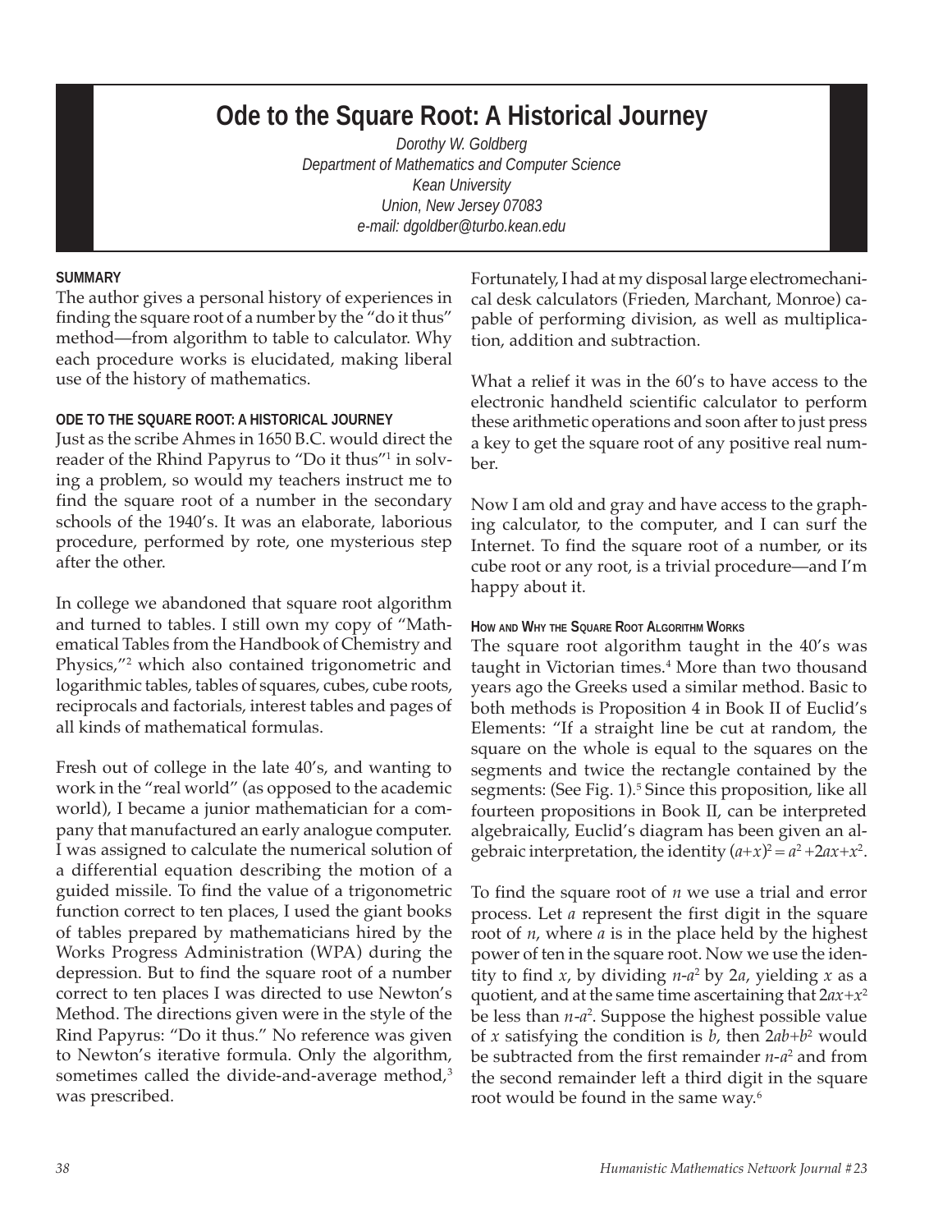# Ode to the Square Root: A Historical Journey

*Dorothy W. Goldberg*
*Department of Mathematics and Computer Science*
*Kean University*
*Union, New Jersey 07083*
*e-mail: dgoldber@turbo.kean.edu*

#### SUMMARY

The author gives a personal history of experiences in finding the square root of a number by the "do it thus" method—from algorithm to table to calculator. Why each procedure works is elucidated, making liberal use of the history of mathematics.

#### ODE TO THE SQUARE ROOT: A HISTORICAL JOURNEY

Just as the scribe Ahmes in 1650 B.C. would direct the reader of the Rhind Papyrus to "Do it thus"[1] in solving a problem, so would my teachers instruct me to find the square root of a number in the secondary schools of the 1940's. It was an elaborate, laborious procedure, performed by rote, one mysterious step after the other.

In college we abandoned that square root algorithm and turned to tables. I still own my copy of "Mathematical Tables from the Handbook of Chemistry and Physics,"[2] which also contained trigonometric and logarithmic tables, tables of squares, cubes, cube roots, reciprocals and factorials, interest tables and pages of all kinds of mathematical formulas.

Fresh out of college in the late 40's, and wanting to work in the "real world" (as opposed to the academic world), I became a junior mathematician for a company that manufactured an early analogue computer. I was assigned to calculate the numerical solution of a differential equation describing the motion of a guided missile. To find the value of a trigonometric function correct to ten places, I used the giant books of tables prepared by mathematicians hired by the Works Progress Administration (WPA) during the depression. But to find the square root of a number correct to ten places I was directed to use Newton's Method. The directions given were in the style of the Rind Papyrus: "Do it thus." No reference was given to Newton's iterative formula. Only the algorithm, sometimes called the divide-and-average method,[3] was prescribed.

Fortunately, I had at my disposal large electromechanical desk calculators (Frieden, Marchant, Monroe) capable of performing division, as well as multiplication, addition and subtraction.

What a relief it was in the 60's to have access to the electronic handheld scientific calculator to perform these arithmetic operations and soon after to just press a key to get the square root of any positive real number.

Now I am old and gray and have access to the graphing calculator, to the computer, and I can surf the Internet. To find the square root of a number, or its cube root or any root, is a trivial procedure—and I'm happy about it.

#### HOW AND WHY THE SQUARE ROOT ALGORITHM WORKS

The square root algorithm taught in the 40's was taught in Victorian times.[4] More than two thousand years ago the Greeks used a similar method. Basic to both methods is Proposition 4 in Book II of Euclid's Elements: "If a straight line be cut at random, the square on the whole is equal to the squares on the segments and twice the rectangle contained by the segments: (See Fig. 1).[5] Since this proposition, like all fourteen propositions in Book II, can be interpreted algebraically, Euclid's diagram has been given an algebraic interpretation, the identity $(a+x)^2 = a^2 + 2ax + x^2$.

To find the square root of $n$ we use a trial and error process. Let $a$ represent the first digit in the square root of $n$, where $a$ is in the place held by the highest power of ten in the square root. Now we use the identity to find $x$, by dividing $n$-$a^2$ by $2a$, yielding $x$ as a quotient, and at the same time ascertaining that $2ax+x^2$ be less than $n$-$a^2$. Suppose the highest possible value of $x$ satisfying the condition is $b$, then $2ab+b^2$ would be subtracted from the first remainder $n$-$a^2$ and from the second remainder left a third digit in the square root would be found in the same way.[6]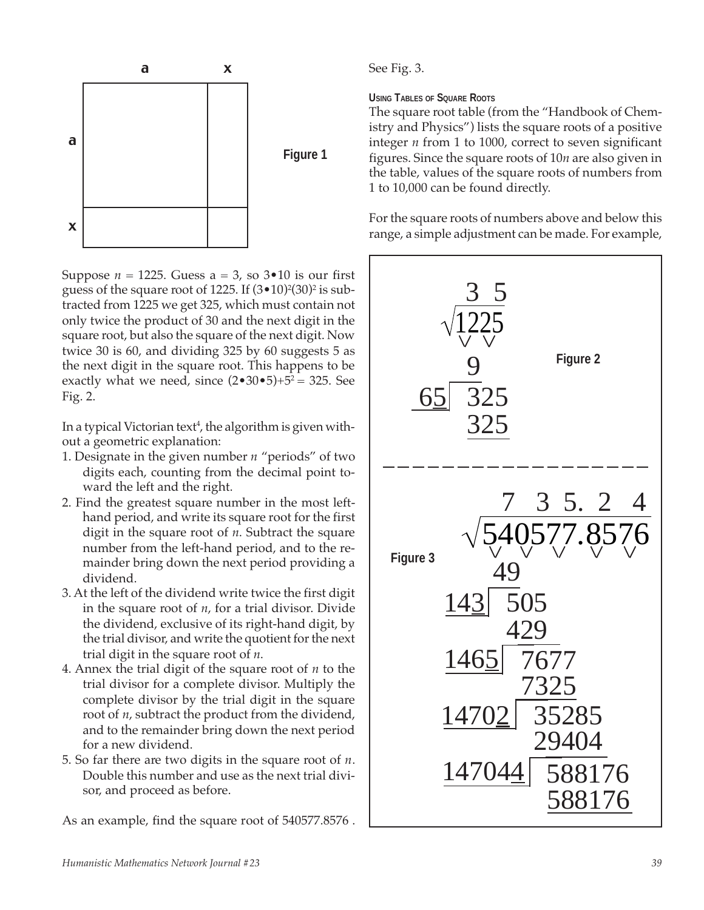Figure 1

Suppose $n = 1225$. Guess $a = 3$, so $3 \bullet 10$ is our first guess of the square root of 1225. If $(3 \bullet 10)^2 (30)^2$ is subtracted from 1225 we get 325, which must contain not only twice the product of 30 and the next digit in the square root, but also the square of the next digit. Now twice 30 is 60, and dividing 325 by 60 suggests 5 as the next digit in the square root. This happens to be exactly what we need, since $(2 \bullet 30 \bullet 5) + 5^2 = 325$. See Fig. 2.

In a typical Victorian text[4], the algorithm is given without a geometric explanation:

1. Designate in the given number $n$ "periods" of two digits each, counting from the decimal point toward the left and the right.
2. Find the greatest square number in the most left-hand period, and write its square root for the first digit in the square root of $n$. Subtract the square number from the left-hand period, and to the remainder bring down the next period providing a dividend.
3. At the left of the dividend write twice the first digit in the square root of $n$, for a trial divisor. Divide the dividend, exclusive of its right-hand digit, by the trial divisor, and write the quotient for the next trial digit in the square root of $n$.
4. Annex the trial digit of the square root of $n$ to the trial divisor for a complete divisor. Multiply the complete divisor by the trial digit in the square root of $n$, subtract the product from the dividend, and to the remainder bring down the next period for a new dividend.
5. So far there are two digits in the square root of $n$. Double this number and use as the next trial divisor, and proceed as before.

As an example, find the square root of 540577.8576 .

See Fig. 3.

**Using Tables of Square Roots**

The square root table (from the "Handbook of Chemistry and Physics") lists the square roots of a positive integer $n$ from 1 to 1000, correct to seven significant figures. Since the square roots of $10n$ are also given in the table, values of the square roots of numbers from 1 to 10,000 can be found directly.

For the square roots of numbers above and below this range, a simple adjustment can be made. For example,

```
        3  5
      √1225
        9
   65 | 325
        325
```

Figure 2

```
            7   3  5. 2  4
         √540577.8576
           49
     143 | 505
           429
    1465 | 7677
           7325
   14702 | 35285
           29404
  147044 | 588176
           588176
```

Figure 3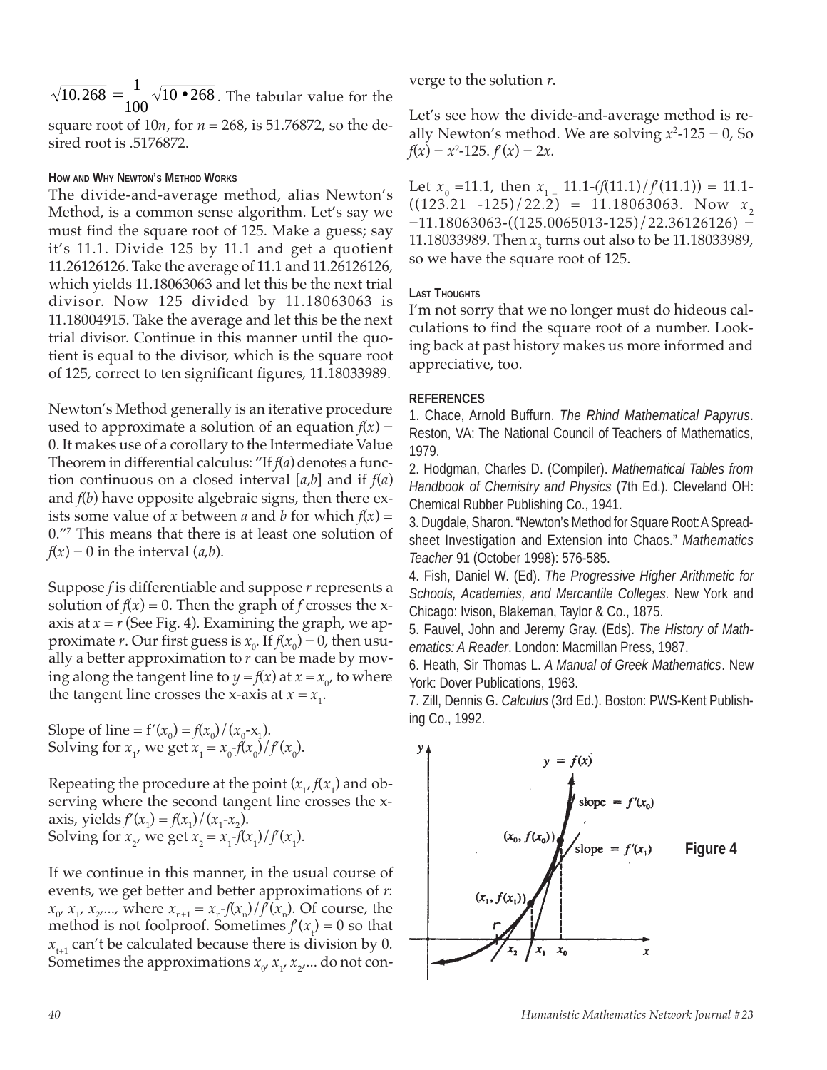$\sqrt{10.268} = \frac{1}{100}\sqrt{10 \bullet 268}$. The tabular value for the square root of $10n$, for $n = 268$, is 51.76872, so the desired root is .5176872.

#### How and Why Newton's Method Works

The divide-and-average method, alias Newton's Method, is a common sense algorithm. Let's say we must find the square root of 125. Make a guess; say it's 11.1. Divide 125 by 11.1 and get a quotient 11.26126126. Take the average of 11.1 and 11.26126126, which yields 11.18063063 and let this be the next trial divisor. Now 125 divided by 11.18063063 is 11.18004915. Take the average and let this be the next trial divisor. Continue in this manner until the quotient is equal to the divisor, which is the square root of 125, correct to ten significant figures, 11.18033989.

Newton's Method generally is an iterative procedure used to approximate a solution of an equation $f(x) = 0$. It makes use of a corollary to the Intermediate Value Theorem in differential calculus: "If $f(a)$ denotes a function continuous on a closed interval $[a,b]$ and if $f(a)$ and $f(b)$ have opposite algebraic signs, then there exists some value of $x$ between $a$ and $b$ for which $f(x) = 0$."[7] This means that there is at least one solution of $f(x) = 0$ in the interval $(a,b)$.

Suppose $f$ is differentiable and suppose $r$ represents a solution of $f(x) = 0$. Then the graph of $f$ crosses the x-axis at $x = r$ (See Fig. 4). Examining the graph, we approximate $r$. Our first guess is $x_0$. If $f(x_0) = 0$, then usually a better approximation to $r$ can be made by moving along the tangent line to $y = f(x)$ at $x = x_0$, to where the tangent line crosses the x-axis at $x = x_1$.

Slope of line $= f'(x_0) = f(x_0)/(x_0-x_1)$.
Solving for $x_1$, we get $x_1 = x_0-f(x_0)/f'(x_0)$.

Repeating the procedure at the point $(x_1, f(x_1))$ and observing where the second tangent line crosses the x-axis, yields $f'(x_1) = f(x_1)/(x_1-x_2)$.
Solving for $x_2$, we get $x_2 = x_1-f(x_1)/f'(x_1)$.

If we continue in this manner, in the usual course of events, we get better and better approximations of $r$: $x_0, x_1, x_2, \ldots$, where $x_{n+1} = x_n-f(x_n)/f'(x_n)$. Of course, the method is not foolproof. Sometimes $f'(x_t) = 0$ so that $x_{t+1}$ can't be calculated because there is division by 0. Sometimes the approximations $x_0, x_1, x_2, \ldots$ do not converge to the solution $r$.

Let's see how the divide-and-average method is really Newton's method. We are solving $x^2-125 = 0$, So $f(x) = x^2-125$. $f'(x) = 2x$.

Let $x_0 = 11.1$, then $x_1 = 11.1-(f(11.1)/f'(11.1)) = 11.1-((123.21 - 125)/22.2) = 11.18063063$. Now $x_2 = 11.18063063-((125.0065013-125)/22.36126126) = 11.18033989$. Then $x_3$ turns out also to be 11.18033989, so we have the square root of 125.

#### Last Thoughts

I'm not sorry that we no longer must do hideous calculations to find the square root of a number. Looking back at past history makes us more informed and appreciative, too.

#### REFERENCES

1. Chace, Arnold Buffurn. *The Rhind Mathematical Papyrus*. Reston, VA: The National Council of Teachers of Mathematics, 1979.
2. Hodgman, Charles D. (Compiler). *Mathematical Tables from Handbook of Chemistry and Physics* (7th Ed.). Cleveland OH: Chemical Rubber Publishing Co., 1941.
3. Dugdale, Sharon. "Newton's Method for Square Root: A Spreadsheet Investigation and Extension into Chaos." *Mathematics Teacher* 91 (October 1998): 576-585.
4. Fish, Daniel W. (Ed). *The Progressive Higher Arithmetic for Schools, Academies, and Mercantile Colleges*. New York and Chicago: Ivison, Blakeman, Taylor & Co., 1875.
5. Fauvel, John and Jeremy Gray. (Eds). *The History of Mathematics: A Reader*. London: Macmillan Press, 1987.
6. Heath, Sir Thomas L. *A Manual of Greek Mathematics*. New York: Dover Publications, 1963.
7. Zill, Dennis G. *Calculus* (3rd Ed.). Boston: PWS-Kent Publishing Co., 1992.

y
$y = f(x)$
slope $= f'(x_0)$
$(x_0, f(x_0))$
slope $= f'(x_1)$
$(x_1, f(x_1))$
r
$x_2$
$x_1$
$x_0$
x

**Figure 4**